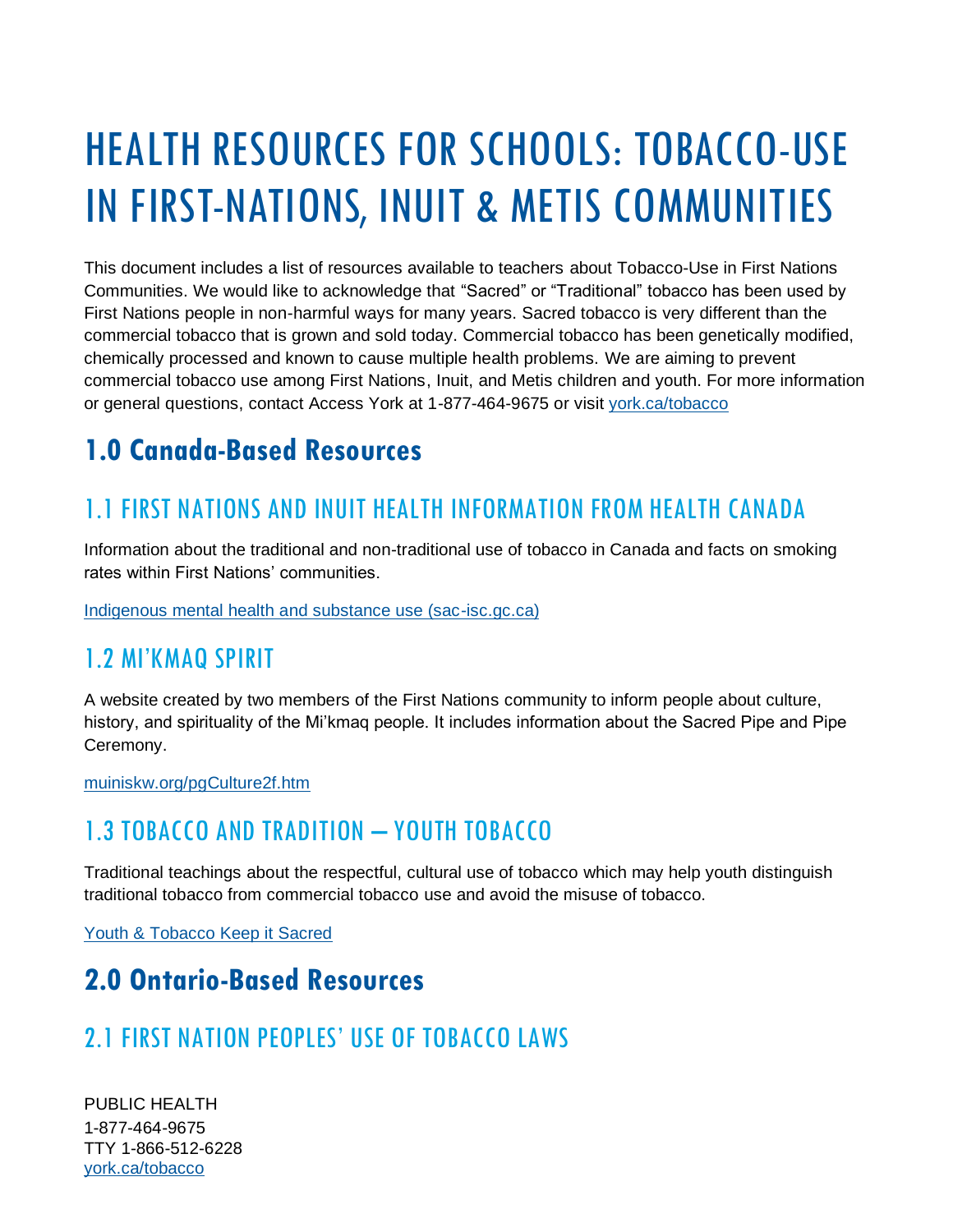# HEALTH RESOURCES FOR SCHOOLS: TOBACCO-USE IN FIRST-NATIONS, INUIT & METIS COMMUNITIES

This document includes a list of resources available to teachers about Tobacco-Use in First Nations Communities. We would like to acknowledge that "Sacred" or "Traditional" tobacco has been used by First Nations people in non-harmful ways for many years. Sacred tobacco is very different than the commercial tobacco that is grown and sold today. Commercial tobacco has been genetically modified, chemically processed and known to cause multiple health problems. We are aiming to prevent commercial tobacco use among First Nations, Inuit, and Metis children and youth. For more information or general questions, contact Access York at 1-877-464-9675 or visit [york.ca/tobacco](york.ca/tobacco)

## 1.0 Canada-Based Resources

### 1.1 FIRST NATIONS AND INUIT HEALTH INFORMATION FROM HEALTH CANADA

Information about the traditional and non-traditional use of tobacco in Canada and facts on smoking rates within First Nations' communities.

Indigenous mental health and substance use (sac-isc.gc.ca)

### 1.2 MI'KMAQ SPIRIT

A website created by two members of the First Nations community to inform people about culture, history, and spirituality of the Mi'kmaq people. It includes information about the Sacred Pipe and Pipe Ceremony.

[muiniskw.org/pgCulture2f.htm](muiniskw.org/pgCulture2f.htm)

### 1.3 TOBACCO AND TRADITION – YOUTH TOBACCO

Traditional teachings about the respectful, cultural use of tobacco which may help youth distinguish traditional tobacco from commercial tobacco use and avoid the misuse of tobacco.

Youth & Tobacco Keep it Sacred

## 2.0 Ontario-Based Resources

### 2.1 FIRST NATION PEOPLES' USE OF TOBACCO LAWS

PUBLIC HEALTH
1-877-464-9675
TTY 1-866-512-6228
[york.ca/tobacco](york.ca/tobacco)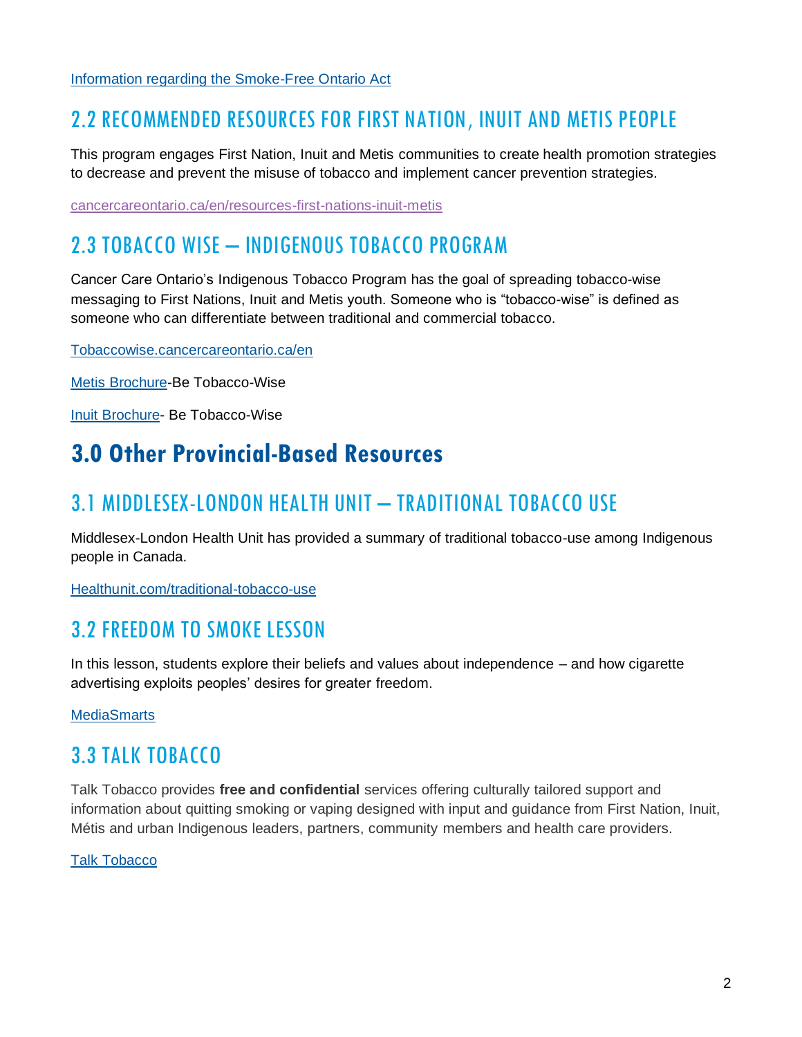[Information regarding the Smoke-Free Ontario Act]

## 2.2 RECOMMENDED RESOURCES FOR FIRST NATION, INUIT AND METIS PEOPLE

This program engages First Nation, Inuit and Metis communities to create health promotion strategies to decrease and prevent the misuse of tobacco and implement cancer prevention strategies.

cancercareontario.ca/en/resources-first-nations-inuit-metis

## 2.3 TOBACCO WISE – INDIGENOUS TOBACCO PROGRAM

Cancer Care Ontario's Indigenous Tobacco Program has the goal of spreading tobacco-wise messaging to First Nations, Inuit and Metis youth. Someone who is "tobacco-wise" is defined as someone who can differentiate between traditional and commercial tobacco.

Tobaccowise.cancercareontario.ca/en

Metis Brochure-Be Tobacco-Wise

Inuit Brochure- Be Tobacco-Wise

# 3.0 Other Provincial-Based Resources

## 3.1 MIDDLESEX-LONDON HEALTH UNIT – TRADITIONAL TOBACCO USE

Middlesex-London Health Unit has provided a summary of traditional tobacco-use among Indigenous people in Canada.

Healthunit.com/traditional-tobacco-use

## 3.2 FREEDOM TO SMOKE LESSON

In this lesson, students explore their beliefs and values about independence – and how cigarette advertising exploits peoples' desires for greater freedom.

MediaSmarts

## 3.3 TALK TOBACCO

Talk Tobacco provides **free and confidential** services offering culturally tailored support and information about quitting smoking or vaping designed with input and guidance from First Nation, Inuit, Métis and urban Indigenous leaders, partners, community members and health care providers.

Talk Tobacco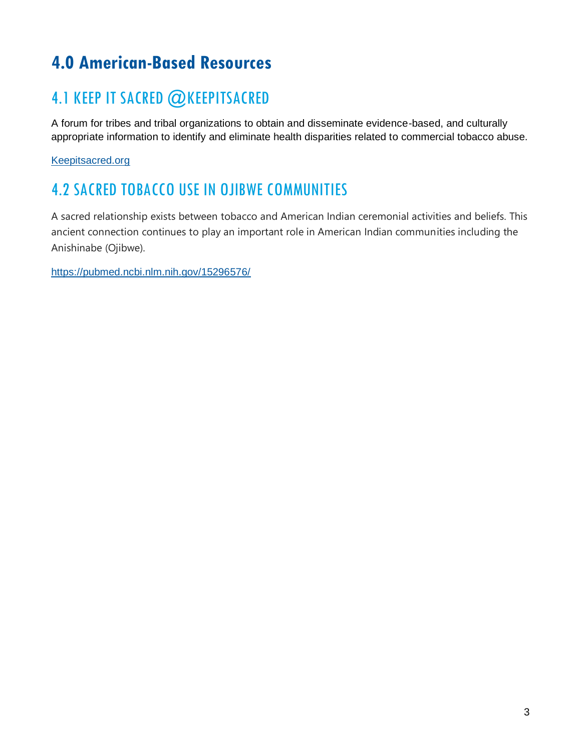# 4.0 American-Based Resources

## 4.1 KEEP IT SACRED @KEEPITSACRED

A forum for tribes and tribal organizations to obtain and disseminate evidence-based, and culturally appropriate information to identify and eliminate health disparities related to commercial tobacco abuse.

Keepitsacred.org

## 4.2 SACRED TOBACCO USE IN OJIBWE COMMUNITIES

A sacred relationship exists between tobacco and American Indian ceremonial activities and beliefs. This ancient connection continues to play an important role in American Indian communities including the Anishinabe (Ojibwe).

https://pubmed.ncbi.nlm.nih.gov/15296576/